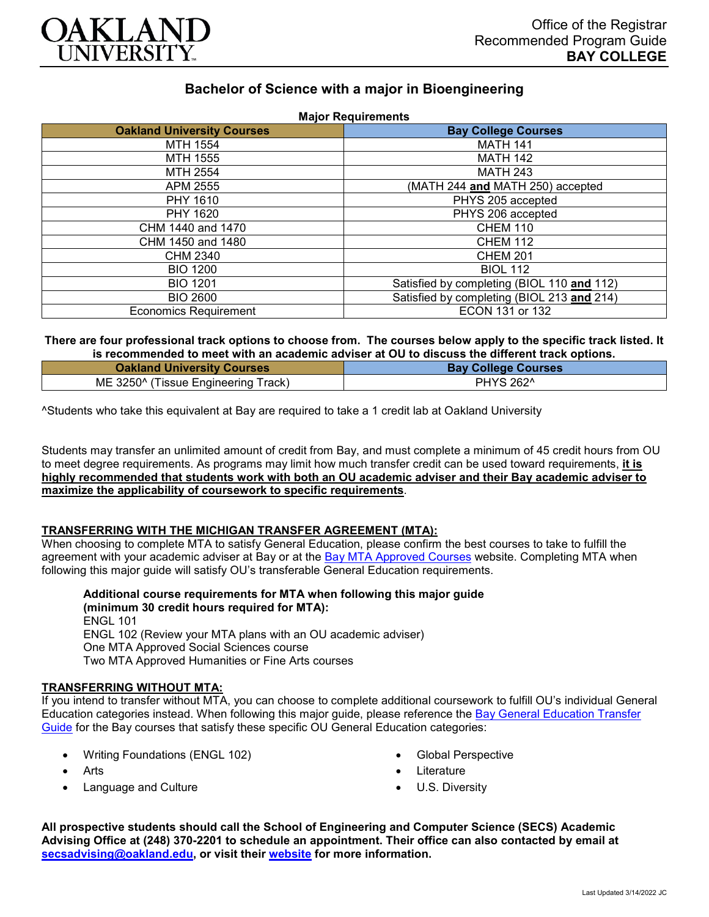OAKLAND UNIVERSITY

Office of the Registrar
Recommended Program Guide
**BAY COLLEGE**

# Bachelor of Science with a major in Bioengineering

**Major Requirements**

| Oakland University Courses | Bay College Courses |
|---|---|
| MTH 1554 | MATH 141 |
| MTH 1555 | MATH 142 |
| MTH 2554 | MATH 243 |
| APM 2555 | (MATH 244 **and** MATH 250) accepted |
| PHY 1610 | PHYS 205 accepted |
| PHY 1620 | PHYS 206 accepted |
| CHM 1440 and 1470 | CHEM 110 |
| CHM 1450 and 1480 | CHEM 112 |
| CHM 2340 | CHEM 201 |
| BIO 1200 | BIOL 112 |
| BIO 1201 | Satisfied by completing (BIOL 110 **and** 112) |
| BIO 2600 | Satisfied by completing (BIOL 213 **and** 214) |
| Economics Requirement | ECON 131 or 132 |

**There are four professional track options to choose from. The courses below apply to the specific track listed. It is recommended to meet with an academic adviser at OU to discuss the different track options.**

| Oakland University Courses | Bay College Courses |
|---|---|
| ME 3250^ (Tissue Engineering Track) | PHYS 262^ |

^Students who take this equivalent at Bay are required to take a 1 credit lab at Oakland University

Students may transfer an unlimited amount of credit from Bay, and must complete a minimum of 45 credit hours from OU to meet degree requirements. As programs may limit how much transfer credit can be used toward requirements, **it is highly recommended that students work with both an OU academic adviser and their Bay academic adviser to maximize the applicability of coursework to specific requirements**.

**TRANSFERRING WITH THE MICHIGAN TRANSFER AGREEMENT (MTA):**

When choosing to complete MTA to satisfy General Education, please confirm the best courses to take to fulfill the agreement with your academic adviser at Bay or at the Bay MTA Approved Courses website. Completing MTA when following this major guide will satisfy OU's transferable General Education requirements.

**Additional course requirements for MTA when following this major guide (minimum 30 credit hours required for MTA):**
ENGL 101
ENGL 102 (Review your MTA plans with an OU academic adviser)
One MTA Approved Social Sciences course
Two MTA Approved Humanities or Fine Arts courses

**TRANSFERRING WITHOUT MTA:**

If you intend to transfer without MTA, you can choose to complete additional coursework to fulfill OU's individual General Education categories instead. When following this major guide, please reference the Bay General Education Transfer Guide for the Bay courses that satisfy these specific OU General Education categories:

- Writing Foundations (ENGL 102)
- Arts
- Language and Culture
- Global Perspective
- Literature
- U.S. Diversity

**All prospective students should call the School of Engineering and Computer Science (SECS) Academic Advising Office at (248) 370-2201 to schedule an appointment. Their office can also contacted by email at secsadvising@oakland.edu, or visit their website for more information.**

Last Updated 3/14/2022 JC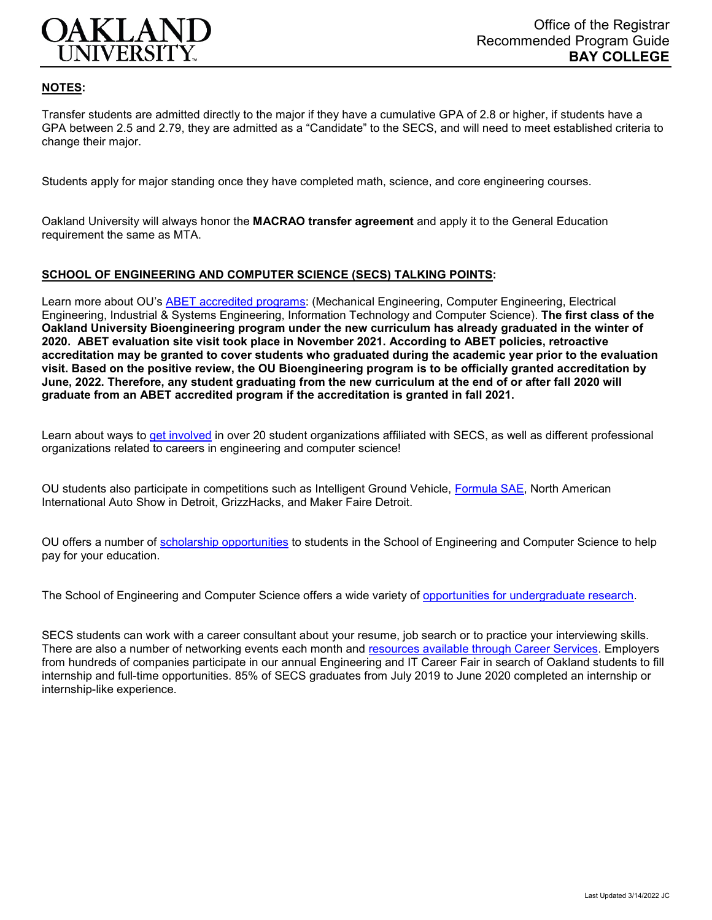**NOTES:**

Transfer students are admitted directly to the major if they have a cumulative GPA of 2.8 or higher, if students have a GPA between 2.5 and 2.79, they are admitted as a "Candidate" to the SECS, and will need to meet established criteria to change their major.

Students apply for major standing once they have completed math, science, and core engineering courses.

Oakland University will always honor the **MACRAO transfer agreement** and apply it to the General Education requirement the same as MTA.

**SCHOOL OF ENGINEERING AND COMPUTER SCIENCE (SECS) TALKING POINTS:**

Learn more about OU's ABET accredited programs: (Mechanical Engineering, Computer Engineering, Electrical Engineering, Industrial & Systems Engineering, Information Technology and Computer Science). **The first class of the Oakland University Bioengineering program under the new curriculum has already graduated in the winter of 2020. ABET evaluation site visit took place in November 2021. According to ABET policies, retroactive accreditation may be granted to cover students who graduated during the academic year prior to the evaluation visit. Based on the positive review, the OU Bioengineering program is to be officially granted accreditation by June, 2022. Therefore, any student graduating from the new curriculum at the end of or after fall 2020 will graduate from an ABET accredited program if the accreditation is granted in fall 2021.**

Learn about ways to get involved in over 20 student organizations affiliated with SECS, as well as different professional organizations related to careers in engineering and computer science!

OU students also participate in competitions such as Intelligent Ground Vehicle, Formula SAE, North American International Auto Show in Detroit, GrizzHacks, and Maker Faire Detroit.

OU offers a number of scholarship opportunities to students in the School of Engineering and Computer Science to help pay for your education.

The School of Engineering and Computer Science offers a wide variety of opportunities for undergraduate research.

SECS students can work with a career consultant about your resume, job search or to practice your interviewing skills. There are also a number of networking events each month and resources available through Career Services. Employers from hundreds of companies participate in our annual Engineering and IT Career Fair in search of Oakland students to fill internship and full-time opportunities. 85% of SECS graduates from July 2019 to June 2020 completed an internship or internship-like experience.